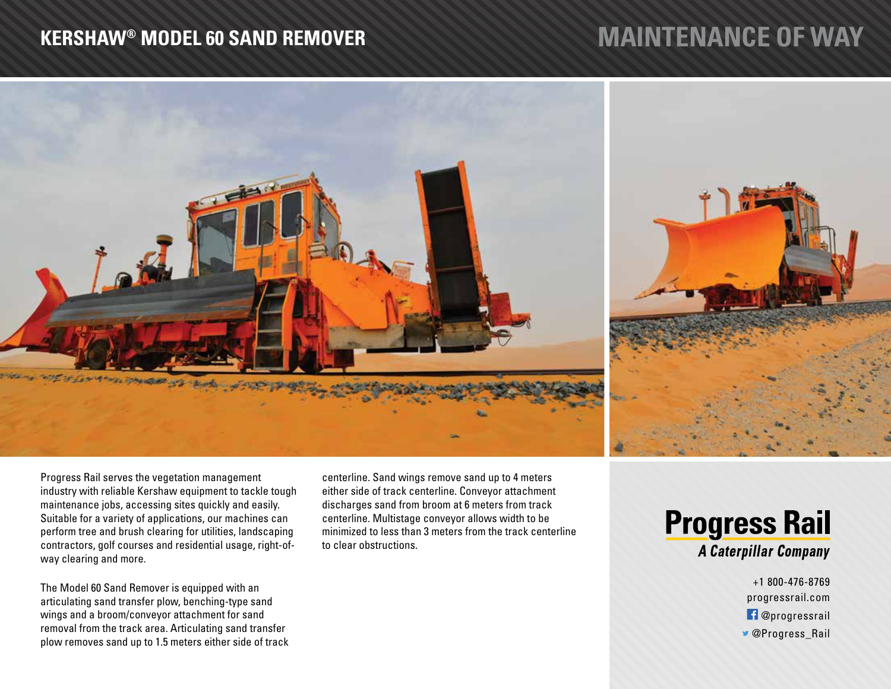# KERSHAW® MODEL 60 SAND REMOVER

## MAINTENANCE OF WAY

Progress Rail serves the vegetation management industry with reliable Kershaw equipment to tackle tough maintenance jobs, accessing sites quickly and easily. Suitable for a variety of applications, our machines can perform tree and brush clearing for utilities, landscaping contractors, golf courses and residential usage, right-of-way clearing and more.

The Model 60 Sand Remover is equipped with an articulating sand transfer plow, benching-type sand wings and a broom/conveyor attachment for sand removal from the track area. Articulating sand transfer plow removes sand up to 1.5 meters either side of track centerline. Sand wings remove sand up to 4 meters either side of track centerline. Conveyor attachment discharges sand from broom at 6 meters from track centerline. Multistage conveyor allows width to be minimized to less than 3 meters from the track centerline to clear obstructions.

**Progress Rail**
***A Caterpillar Company***

+1 800-476-8769
progressrail.com
@progressrail
@Progress_Rail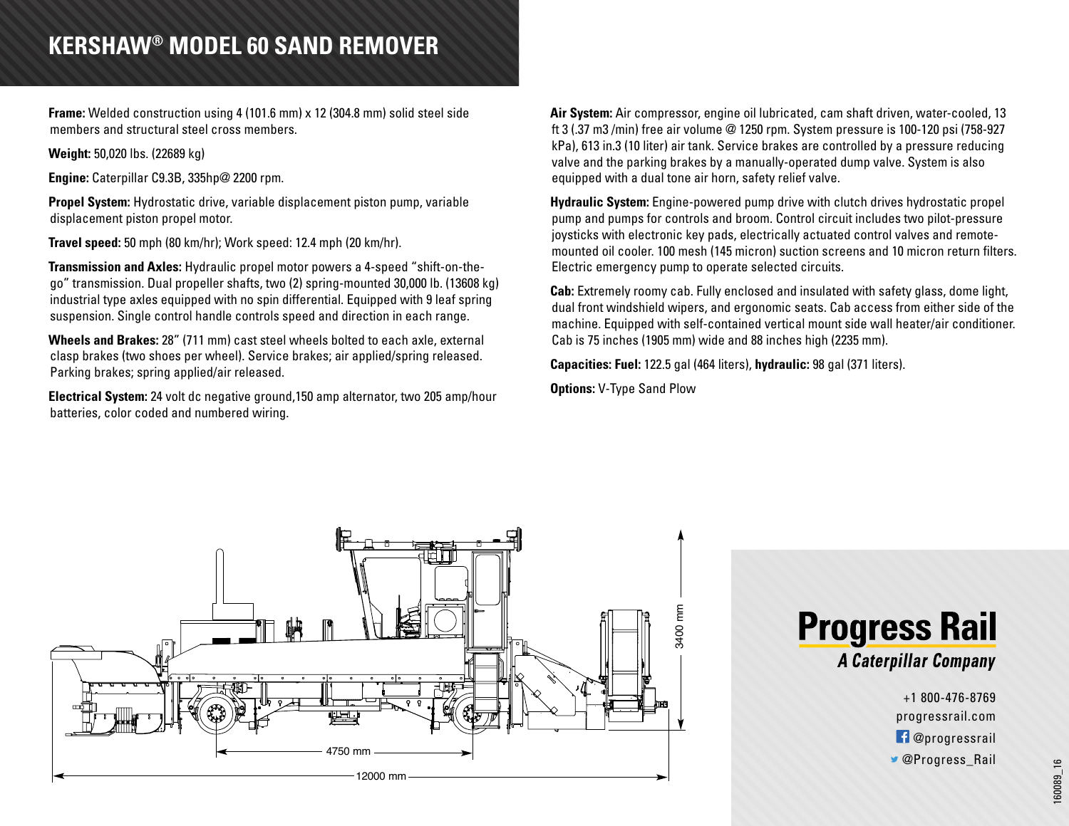# KERSHAW® MODEL 60 SAND REMOVER

**Frame:** Welded construction using 4 (101.6 mm) x 12 (304.8 mm) solid steel side members and structural steel cross members.

**Weight:** 50,020 lbs. (22689 kg)

**Engine:** Caterpillar C9.3B, 335hp@ 2200 rpm.

**Propel System:** Hydrostatic drive, variable displacement piston pump, variable displacement piston propel motor.

**Travel speed:** 50 mph (80 km/hr); Work speed: 12.4 mph (20 km/hr).

**Transmission and Axles:** Hydraulic propel motor powers a 4-speed "shift-on-the-go" transmission. Dual propeller shafts, two (2) spring-mounted 30,000 lb. (13608 kg) industrial type axles equipped with no spin differential. Equipped with 9 leaf spring suspension. Single control handle controls speed and direction in each range.

**Wheels and Brakes:** 28" (711 mm) cast steel wheels bolted to each axle, external clasp brakes (two shoes per wheel). Service brakes; air applied/spring released. Parking brakes; spring applied/air released.

**Electrical System:** 24 volt dc negative ground,150 amp alternator, two 205 amp/hour batteries, color coded and numbered wiring.

**Air System:** Air compressor, engine oil lubricated, cam shaft driven, water-cooled, 13 ft 3 (.37 m3 /min) free air volume @ 1250 rpm. System pressure is 100-120 psi (758-927 kPa), 613 in.3 (10 liter) air tank. Service brakes are controlled by a pressure reducing valve and the parking brakes by a manually-operated dump valve. System is also equipped with a dual tone air horn, safety relief valve.

**Hydraulic System:** Engine-powered pump drive with clutch drives hydrostatic propel pump and pumps for controls and broom. Control circuit includes two pilot-pressure joysticks with electronic key pads, electrically actuated control valves and remote-mounted oil cooler. 100 mesh (145 micron) suction screens and 10 micron return filters. Electric emergency pump to operate selected circuits.

**Cab:** Extremely roomy cab. Fully enclosed and insulated with safety glass, dome light, dual front windshield wipers, and ergonomic seats. Cab access from either side of the machine. Equipped with self-contained vertical mount side wall heater/air conditioner. Cab is 75 inches (1905 mm) wide and 88 inches high (2235 mm).

**Capacities: Fuel:** 122.5 gal (464 liters), **hydraulic:** 98 gal (371 liters).

**Options:** V-Type Sand Plow

3400 mm

4750 mm

12000 mm

**Progress Rail**
*A Caterpillar Company*

+1 800-476-8769
progressrail.com
@progressrail
@Progress_Rail

160089_16